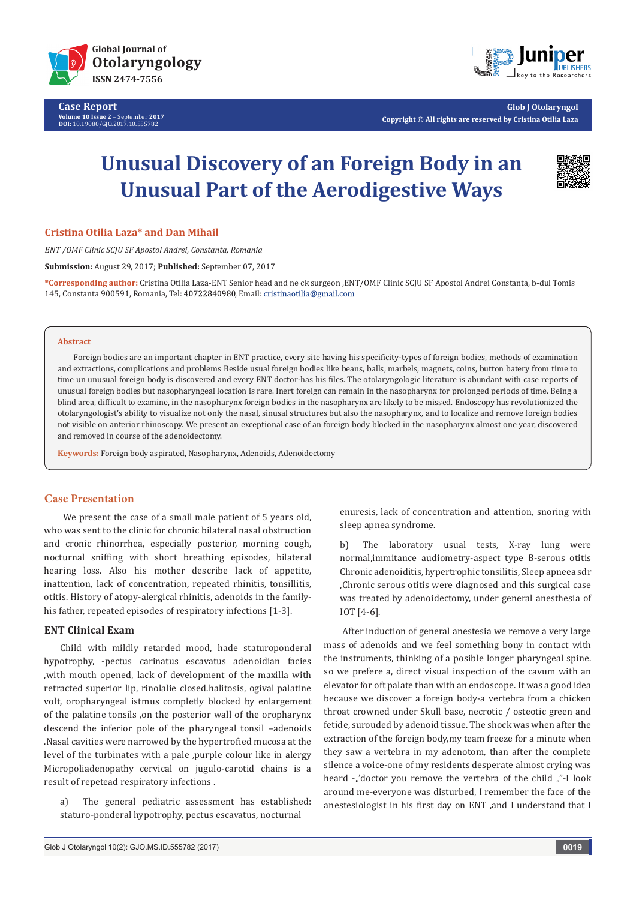Case Report

# Unusual Discovery of an Foreign Body in an Unusual Part of the Aerodigestive Ways

**Cristina Otilia Laza* and Dan Mihail**

*ENT /OMF Clinic SCJU SF Apostol Andrei, Constanta, Romania*

**Submission:** August 29, 2017; **Published:** September 07, 2017

***Corresponding author:** Cristina Otilia Laza-ENT Senior head and ne ck surgeon ,ENT/OMF Clinic SCJU SF Apostol Andrei Constanta, b-dul Tomis 145, Constanta 900591, Romania, Tel: 40722840980, Email: cristinaotilia@gmail.com

## Abstract

Foreign bodies are an important chapter in ENT practice, every site having his specificity-types of foreign bodies, methods of examination and extractions, complications and problems Beside usual foreign bodies like beans, balls, marbels, magnets, coins, button batery from time to time un unusual foreign body is discovered and every ENT doctor-has his files. The otolaryngologic literature is abundant with case reports of unusual foreign bodies but nasopharyngeal location is rare. Inert foreign can remain in the nasopharynx for prolonged periods of time. Being a blind area, difficult to examine, in the nasopharynx foreign bodies in the nasopharynx are likely to be missed. Endoscopy has revolutionized the otolaryngologist's ability to visualize not only the nasal, sinusal structures but also the nasopharynx, and to localize and remove foreign bodies not visible on anterior rhinoscopy. We present an exceptional case of an foreign body blocked in the nasopharynx almost one year, discovered and removed in course of the adenoidectomy.

**Keywords:** Foreign body aspirated, Nasopharynx, Adenoids, Adenoidectomy

## Case Presentation

We present the case of a small male patient of 5 years old, who was sent to the clinic for chronic bilateral nasal obstruction and cronic rhinorrhea, especially posterior, morning cough, nocturnal sniffing with short breathing episodes, bilateral hearing loss. Also his mother describe lack of appetite, inattention, lack of concentration, repeated rhinitis, tonsillitis, otitis. History of atopy-alergical rhinitis, adenoids in the family-his father, repeated episodes of respiratory infections [1-3].

### ENT Clinical Exam

Child with mildly retarded mood, hade staturoponderal hypotrophy, -pectus carinatus escavatus adenoidian facies ,with mouth opened, lack of development of the maxilla with retracted superior lip, rinolalie closed.halitosis, ogival palatine volt, oropharyngeal istmus completly blocked by enlargement of the palatine tonsils ,on the posterior wall of the oropharynx descend the inferior pole of the pharyngeal tonsil –adenoids .Nasal cavities were narrowed by the hypertrofied mucosa at the level of the turbinates with a pale ,purple colour like in alergy Micropoliadenopathy cervical on jugulo-carotid chains is a result of repetead respiratory infections .

a) The general pediatric assessment has established: staturo-ponderal hypotrophy, pectus escavatus, nocturnal enuresis, lack of concentration and attention, snoring with sleep apnea syndrome.

b) The laboratory usual tests, X-ray lung were normal,immitance audiometry-aspect type B-serous otitis Chronic adenoiditis, hypertrophic tonsilitis, Sleep apneea sdr ,Chronic serous otitis were diagnosed and this surgical case was treated by adenoidectomy, under general anesthesia of IOT [4-6].

After induction of general anestesia we remove a very large mass of adenoids and we feel something bony in contact with the instruments, thinking of a posible longer pharyngeal spine. so we prefere a, direct visual inspection of the cavum with an elevator for oft palate than with an endoscope. It was a good idea because we discover a foreign body-a vertebra from a chicken throat crowned under Skull base, necrotic / osteotic green and fetide, surouded by adenoid tissue. The shock was when after the extraction of the foreign body,my team freeze for a minute when they saw a vertebra in my adenotom, than after the complete silence a voice-one of my residents desperate almost crying was heard -„'doctor you remove the vertebra of the child „"-I look around me-everyone was disturbed, I remember the face of the anestesiologist in his first day on ENT ,and I understand that I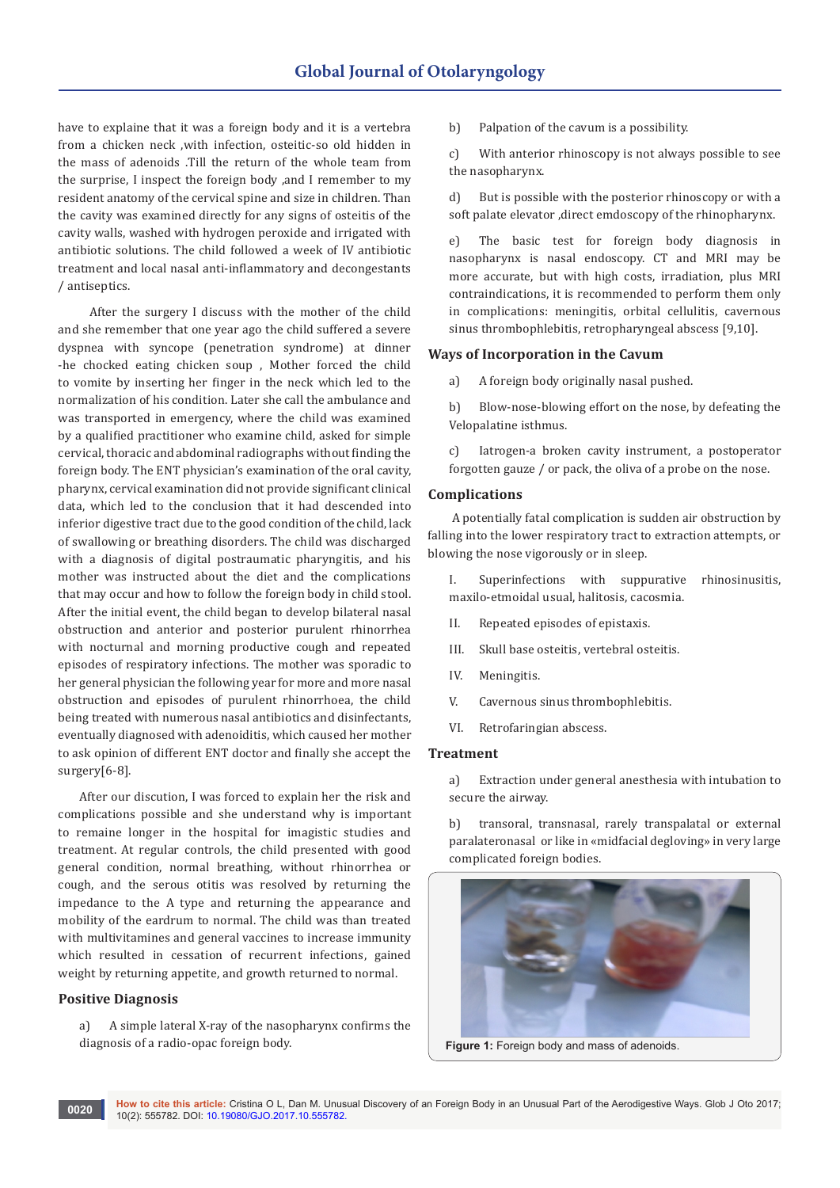have to explaine that it was a foreign body and it is a vertebra from a chicken neck ,with infection, osteitic-so old hidden in the mass of adenoids .Till the return of the whole team from the surprise, I inspect the foreign body ,and I remember to my resident anatomy of the cervical spine and size in children. Than the cavity was examined directly for any signs of osteitis of the cavity walls, washed with hydrogen peroxide and irrigated with antibiotic solutions. The child followed a week of IV antibiotic treatment and local nasal anti-inflammatory and decongestants / antiseptics.

After the surgery I discuss with the mother of the child and she remember that one year ago the child suffered a severe dyspnea with syncope (penetration syndrome) at dinner -he chocked eating chicken soup , Mother forced the child to vomite by inserting her finger in the neck which led to the normalization of his condition. Later she call the ambulance and was transported in emergency, where the child was examined by a qualified practitioner who examine child, asked for simple cervical, thoracic and abdominal radiographs without finding the foreign body. The ENT physician's examination of the oral cavity, pharynx, cervical examination did not provide significant clinical data, which led to the conclusion that it had descended into inferior digestive tract due to the good condition of the child, lack of swallowing or breathing disorders. The child was discharged with a diagnosis of digital postraumatic pharyngitis, and his mother was instructed about the diet and the complications that may occur and how to follow the foreign body in child stool. After the initial event, the child began to develop bilateral nasal obstruction and anterior and posterior purulent rhinorrhea with nocturnal and morning productive cough and repeated episodes of respiratory infections. The mother was sporadic to her general physician the following year for more and more nasal obstruction and episodes of purulent rhinorrhoea, the child being treated with numerous nasal antibiotics and disinfectants, eventually diagnosed with adenoiditis, which caused her mother to ask opinion of different ENT doctor and finally she accept the surgery[6-8].

After our discution, I was forced to explain her the risk and complications possible and she understand why is important to remaine longer in the hospital for imagistic studies and treatment. At regular controls, the child presented with good general condition, normal breathing, without rhinorrhea or cough, and the serous otitis was resolved by returning the impedance to the A type and returning the appearance and mobility of the eardrum to normal. The child was than treated with multivitamines and general vaccines to increase immunity which resulted in cessation of recurrent infections, gained weight by returning appetite, and growth returned to normal.

## Positive Diagnosis

a) A simple lateral X-ray of the nasopharynx confirms the diagnosis of a radio-opac foreign body.

b) Palpation of the cavum is a possibility.

c) With anterior rhinoscopy is not always possible to see the nasopharynx.

d) But is possible with the posterior rhinoscopy or with a soft palate elevator ,direct emdoscopy of the rhinopharynx.

e) The basic test for foreign body diagnosis in nasopharynx is nasal endoscopy. CT and MRI may be more accurate, but with high costs, irradiation, plus MRI contraindications, it is recommended to perform them only in complications: meningitis, orbital cellulitis, cavernous sinus thrombophlebitis, retropharyngeal abscess [9,10].

## Ways of Incorporation in the Cavum

a) A foreign body originally nasal pushed.

b) Blow-nose-blowing effort on the nose, by defeating the Velopalatine isthmus.

c) Iatrogen-a broken cavity instrument, a postoperator forgotten gauze / or pack, the oliva of a probe on the nose.

## Complications

A potentially fatal complication is sudden air obstruction by falling into the lower respiratory tract to extraction attempts, or blowing the nose vigorously or in sleep.

I. Superinfections with suppurative rhinosinusitis, maxilo-etmoidal usual, halitosis, cacosmia.

II. Repeated episodes of epistaxis.

III. Skull base osteitis, vertebral osteitis.

IV. Meningitis.

V. Cavernous sinus thrombophlebitis.

VI. Retrofaringian abscess.

## Treatment

a) Extraction under general anesthesia with intubation to secure the airway.

b) transoral, transnasal, rarely transpalatal or external paralateronasal or like in «midfacial degloving» in very large complicated foreign bodies.

**Figure 1:** Foreign body and mass of adenoids.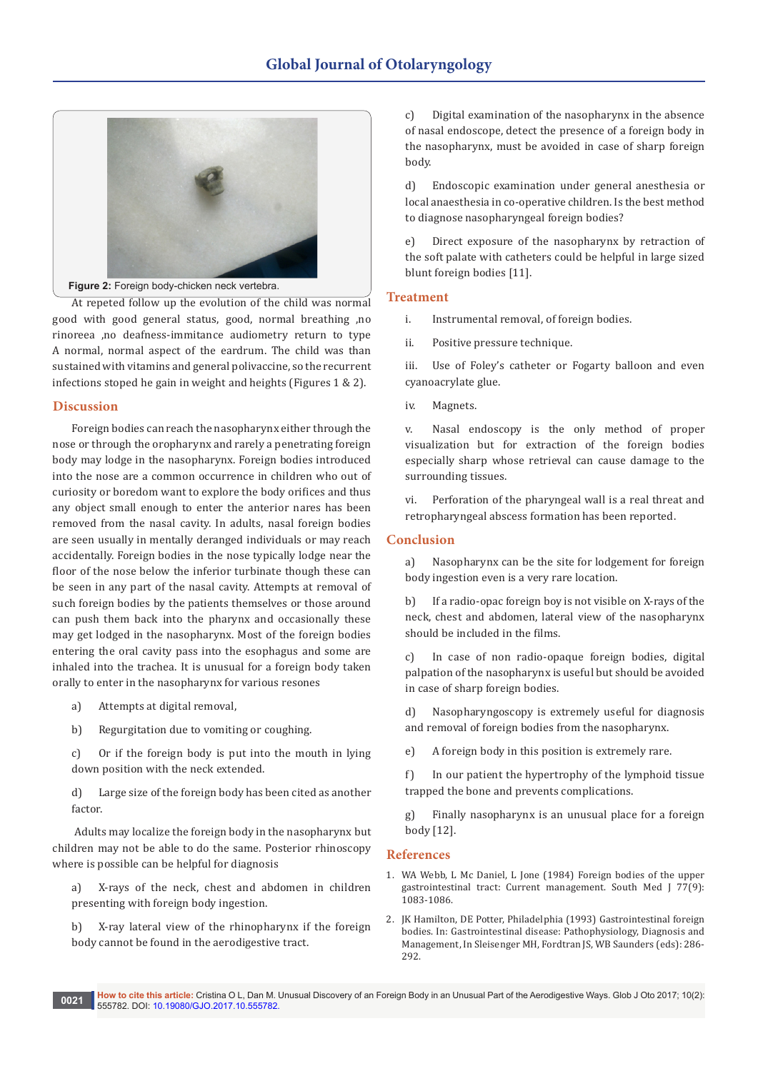Figure 2: Foreign body-chicken neck vertebra.

At repeted follow up the evolution of the child was normal good with good general status, good, normal breathing ,no rinoreea ,no deafness-immitance audiometry return to type A normal, normal aspect of the eardrum. The child was than sustained with vitamins and general polivaccine, so the recurrent infections stoped he gain in weight and heights (Figures 1 & 2).

## Discussion

Foreign bodies can reach the nasopharynx either through the nose or through the oropharynx and rarely a penetrating foreign body may lodge in the nasopharynx. Foreign bodies introduced into the nose are a common occurrence in children who out of curiosity or boredom want to explore the body orifices and thus any object small enough to enter the anterior nares has been removed from the nasal cavity. In adults, nasal foreign bodies are seen usually in mentally deranged individuals or may reach accidentally. Foreign bodies in the nose typically lodge near the floor of the nose below the inferior turbinate though these can be seen in any part of the nasal cavity. Attempts at removal of such foreign bodies by the patients themselves or those around can push them back into the pharynx and occasionally these may get lodged in the nasopharynx. Most of the foreign bodies entering the oral cavity pass into the esophagus and some are inhaled into the trachea. It is unusual for a foreign body taken orally to enter in the nasopharynx for various resones

a) Attempts at digital removal,

b) Regurgitation due to vomiting or coughing.

c) Or if the foreign body is put into the mouth in lying down position with the neck extended.

d) Large size of the foreign body has been cited as another factor.

Adults may localize the foreign body in the nasopharynx but children may not be able to do the same. Posterior rhinoscopy where is possible can be helpful for diagnosis

a) X-rays of the neck, chest and abdomen in children presenting with foreign body ingestion.

b) X-ray lateral view of the rhinopharynx if the foreign body cannot be found in the aerodigestive tract.

c) Digital examination of the nasopharynx in the absence of nasal endoscope, detect the presence of a foreign body in the nasopharynx, must be avoided in case of sharp foreign body.

d) Endoscopic examination under general anesthesia or local anaesthesia in co-operative children. Is the best method to diagnose nasopharyngeal foreign bodies?

e) Direct exposure of the nasopharynx by retraction of the soft palate with catheters could be helpful in large sized blunt foreign bodies [11].

## Treatment

i. Instrumental removal, of foreign bodies.

ii. Positive pressure technique.

iii. Use of Foley's catheter or Fogarty balloon and even cyanoacrylate glue.

iv. Magnets.

v. Nasal endoscopy is the only method of proper visualization but for extraction of the foreign bodies especially sharp whose retrieval can cause damage to the surrounding tissues.

vi. Perforation of the pharyngeal wall is a real threat and retropharyngeal abscess formation has been reported.

## Conclusion

a) Nasopharynx can be the site for lodgement for foreign body ingestion even is a very rare location.

b) If a radio-opac foreign boy is not visible on X-rays of the neck, chest and abdomen, lateral view of the nasopharynx should be included in the films.

c) In case of non radio-opaque foreign bodies, digital palpation of the nasopharynx is useful but should be avoided in case of sharp foreign bodies.

d) Nasopharyngoscopy is extremely useful for diagnosis and removal of foreign bodies from the nasopharynx.

e) A foreign body in this position is extremely rare.

f) In our patient the hypertrophy of the lymphoid tissue trapped the bone and prevents complications.

g) Finally nasopharynx is an unusual place for a foreign body [12].

## References

1. WA Webb, L Mc Daniel, L Jone (1984) Foreign bodies of the upper gastrointestinal tract: Current management. South Med J 77(9): 1083-1086.
2. JK Hamilton, DE Potter, Philadelphia (1993) Gastrointestinal foreign bodies. In: Gastrointestinal disease: Pathophysiology, Diagnosis and Management, In Sleisenger MH, Fordtran JS, WB Saunders (eds): 286-292.

**How to cite this article:** Cristina O L, Dan M. Unusual Discovery of an Foreign Body in an Unusual Part of the Aerodigestive Ways. Glob J Oto 2017; 10(2): 555782. DOI: 10.19080/GJO.2017.10.555782.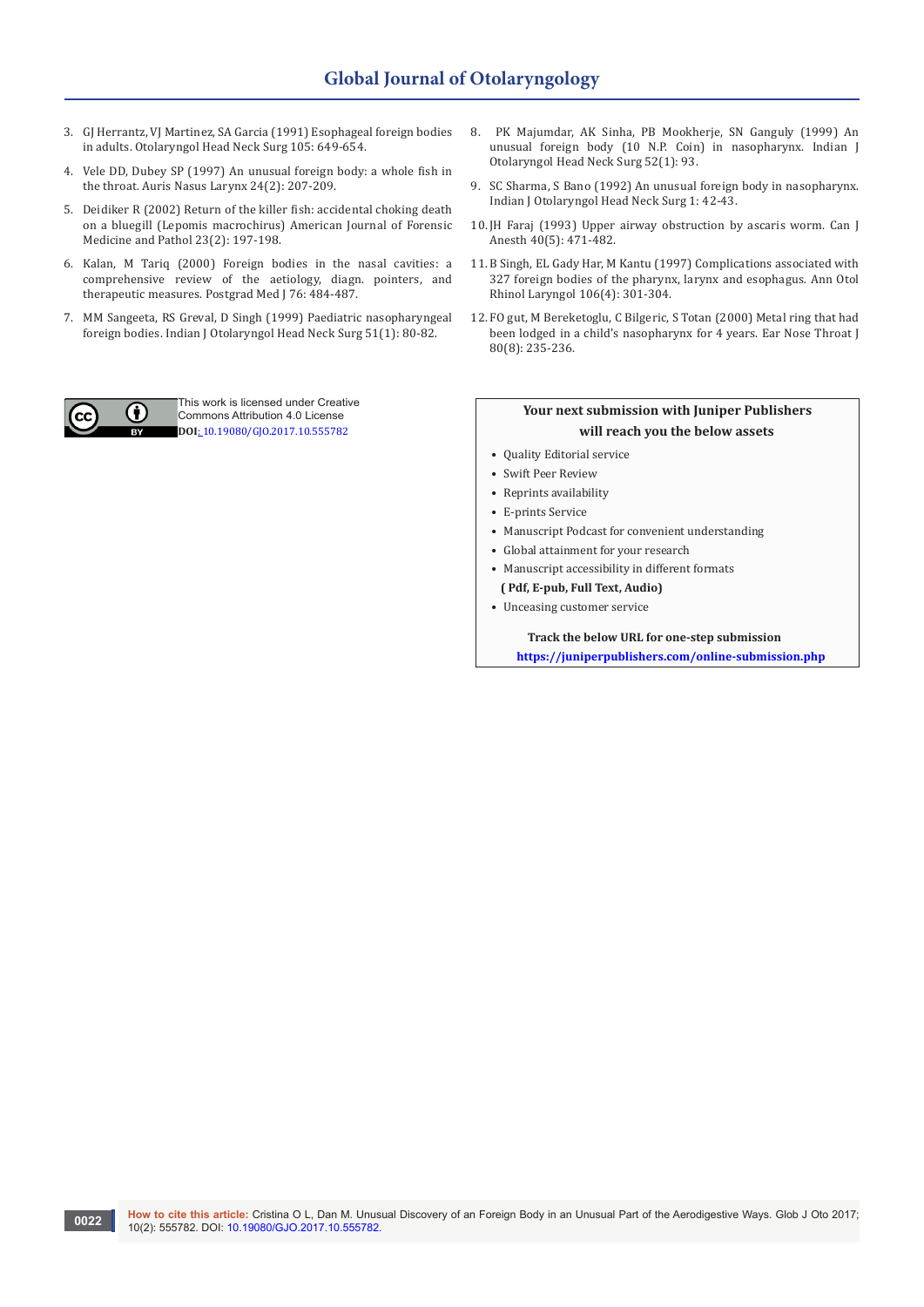3. GJ Herrantz, VJ Martinez, SA Garcia (1991) Esophageal foreign bodies in adults. Otolaryngol Head Neck Surg 105: 649-654.
4. Vele DD, Dubey SP (1997) An unusual foreign body: a whole fish in the throat. Auris Nasus Larynx 24(2): 207-209.
5. Deidiker R (2002) Return of the killer fish: accidental choking death on a bluegill (Lepomis macrochirus) American Journal of Forensic Medicine and Pathol 23(2): 197-198.
6. Kalan, M Tariq (2000) Foreign bodies in the nasal cavities: a comprehensive review of the aetiology, diagn. pointers, and therapeutic measures. Postgrad Med J 76: 484-487.
7. MM Sangeeta, RS Greval, D Singh (1999) Paediatric nasopharyngeal foreign bodies. Indian J Otolaryngol Head Neck Surg 51(1): 80-82.
8. PK Majumdar, AK Sinha, PB Mookherje, SN Ganguly (1999) An unusual foreign body (10 N.P. Coin) in nasopharynx. Indian J Otolaryngol Head Neck Surg 52(1): 93.
9. SC Sharma, S Bano (1992) An unusual foreign body in nasopharynx. Indian J Otolaryngol Head Neck Surg 1: 42-43.
10. JH Faraj (1993) Upper airway obstruction by ascaris worm. Can J Anesth 40(5): 471-482.
11. B Singh, EL Gady Har, M Kantu (1997) Complications associated with 327 foreign bodies of the pharynx, larynx and esophagus. Ann Otol Rhinol Laryngol 106(4): 301-304.
12. FO gut, M Bereketoglu, C Bilgeric, S Totan (2000) Metal ring that had been lodged in a child's nasopharynx for 4 years. Ear Nose Throat J 80(8): 235-236.

This work is licensed under Creative Commons Attribution 4.0 License
**DOI:** 10.19080/GJO.2017.10.555782

**Your next submission with Juniper Publishers will reach you the below assets**

- Quality Editorial service
- Swift Peer Review
- Reprints availability
- E-prints Service
- Manuscript Podcast for convenient understanding
- Global attainment for your research
- Manuscript accessibility in different formats

**( Pdf, E-pub, Full Text, Audio)**

- Unceasing customer service

**Track the below URL for one-step submission**
**https://juniperpublishers.com/online-submission.php**